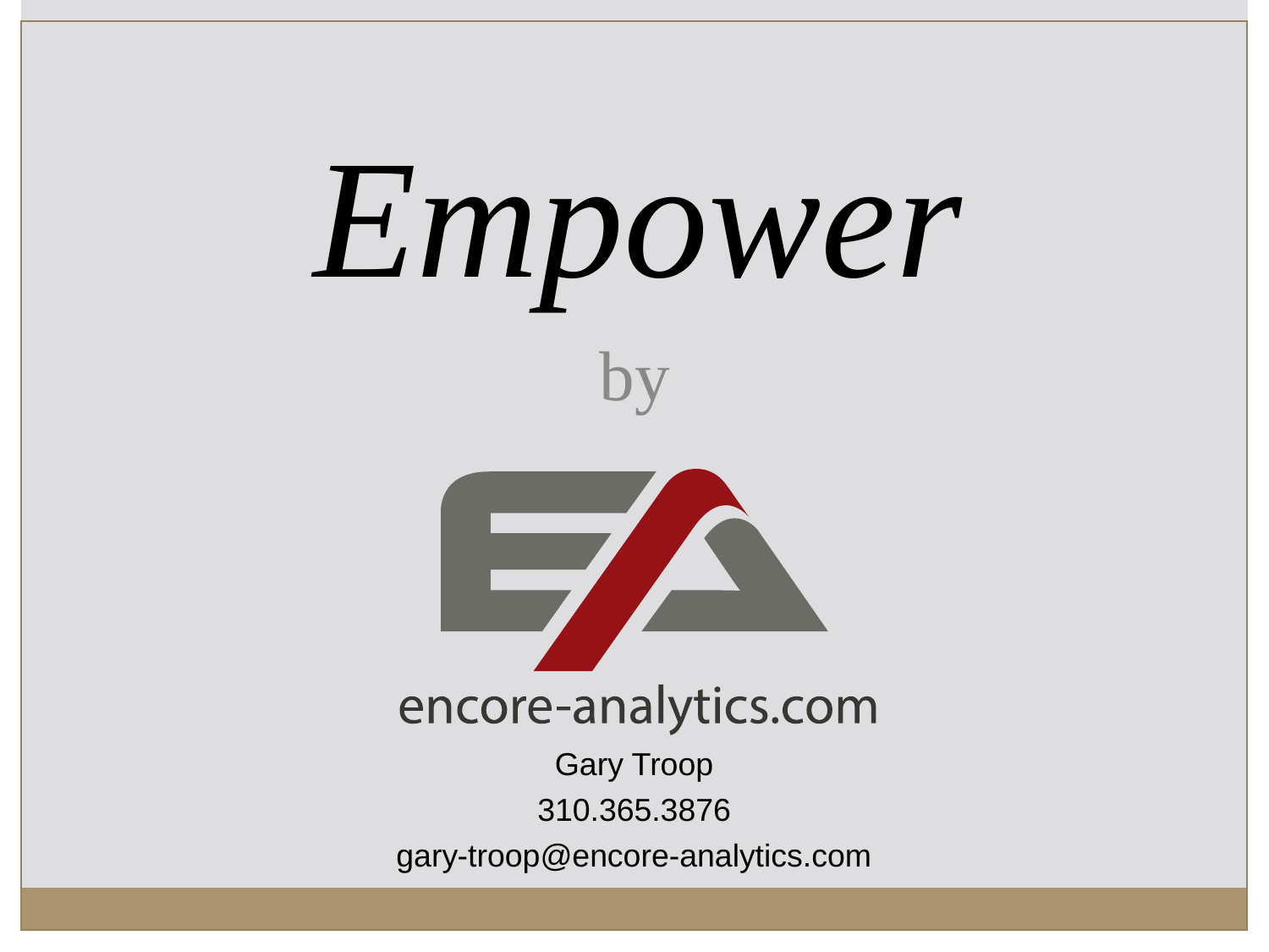# *Empower*

by

encore-analytics.com

Gary Troop

310.365.3876

gary-troop@encore-analytics.com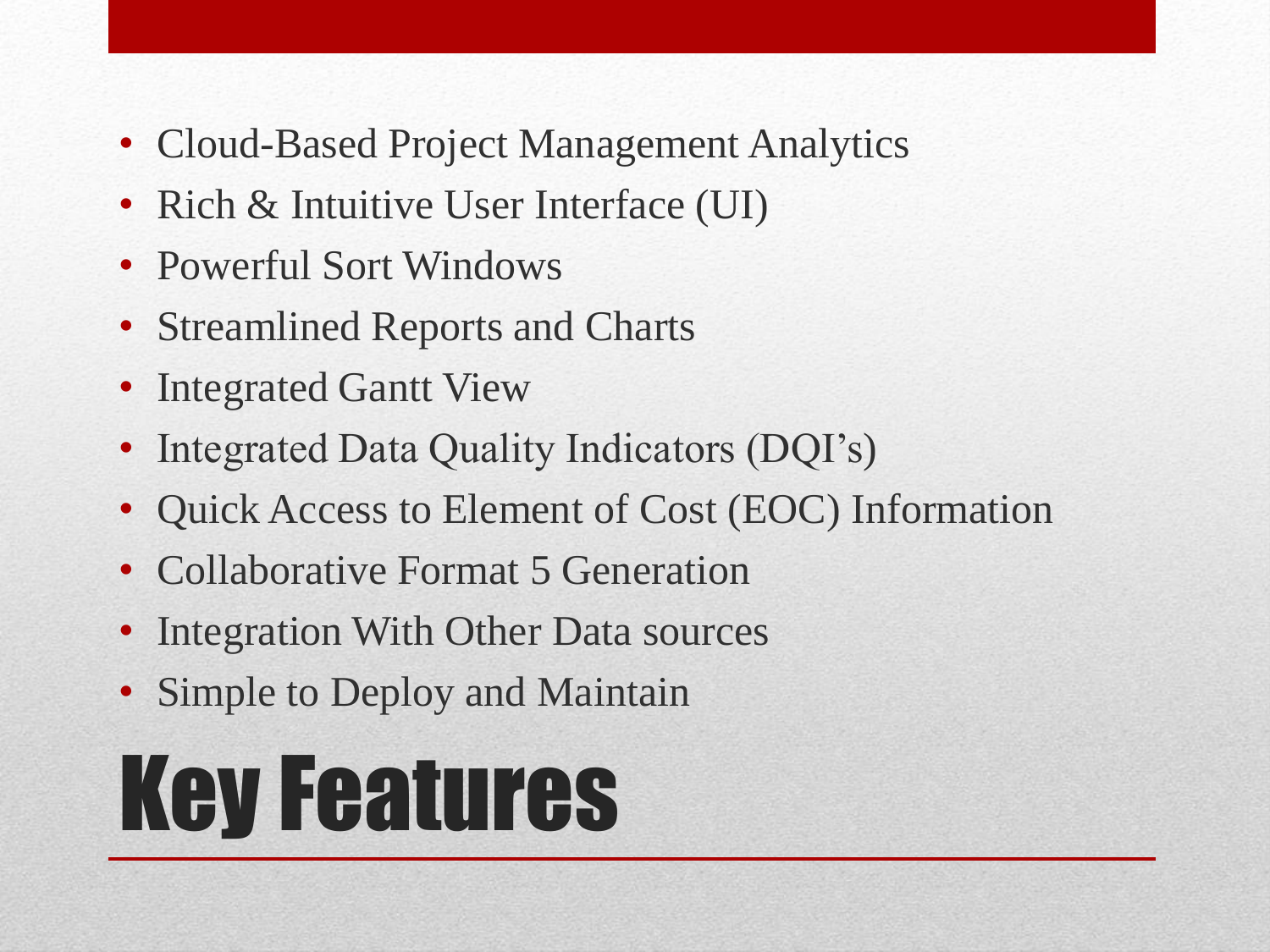# Key Features

- Cloud-Based Project Management Analytics
- Rich & Intuitive User Interface (UI)
- Powerful Sort Windows
- Streamlined Reports and Charts
- Integrated Gantt View
- Integrated Data Quality Indicators (DQI's)
- Quick Access to Element of Cost (EOC) Information
- Collaborative Format 5 Generation
- Integration With Other Data sources
- Simple to Deploy and Maintain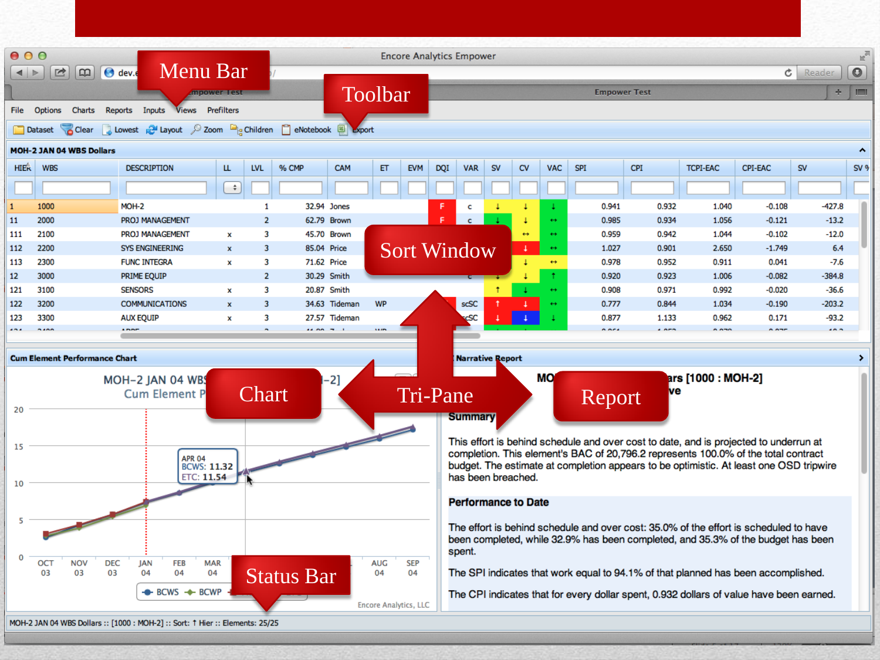Encore Analytics Empower

Menu Bar

Toolbar

File Options Charts Reports Inputs Views Prefilters

Dataset Clear Lowest Layout Zoom Children eNotebook Export

MOH-2 JAN 04 WBS Dollars

| HIER | WBS | DESCRIPTION | LL | LVL | % CMP | CAM | ET | EVM | DQI | VAR | SV | CV | VAC | SPI | CPI | TCPI-EAC | CPI-EAC | SV |
|---|---|---|---|---|---|---|---|---|---|---|---|---|---|---|---|---|---|---|
| 1 | 1000 | MOH-2 | | 1 | 32.94 | Jones | | | F | c | ↓ | ↓ | ↓ | 0.941 | 0.932 | 1.040 | -0.108 | -427.8 |
| 11 | 2000 | PROJ MANAGEMENT | | 2 | 62.79 | Brown | | | F | c | ↓ | ↓ | ↔ | 0.985 | 0.934 | 1.056 | -0.121 | -13.2 |
| 111 | 2100 | PROJ MANAGEMENT | x | 3 | 45.70 | Brown | | | | | | ↔ | ↔ | 0.959 | 0.942 | 1.044 | -0.102 | -12.0 |
| 112 | 2200 | SYS ENGINEERING | x | 3 | 85.04 | Price | | | | | | ↓ | ↔ | 1.027 | 0.901 | 2.650 | -1.749 | 6.4 |
| 113 | 2300 | FUNC INTEGRA | x | 3 | 71.62 | Price | | | | | | ↓ | ↔ | 0.978 | 0.952 | 0.911 | 0.041 | -7.6 |
| 12 | 3000 | PRIME EQUIP | | 2 | 30.29 | Smith | | | | c | ↓ | ↓ | ↑ | 0.920 | 0.923 | 1.006 | -0.082 | -384.8 |
| 121 | 3100 | SENSORS | x | 3 | 20.87 | Smith | | | | | ↑ | ↓ | ↔ | 0.908 | 0.971 | 0.992 | -0.020 | -36.6 |
| 122 | 3200 | COMMUNICATIONS | x | 3 | 34.63 | Tideman | WP | | | scSC | ↑ | ↓ | ↔ | 0.777 | 0.844 | 1.034 | -0.190 | -203.2 |
| 123 | 3300 | AUX EQUIP | x | 3 | 27.57 | Tideman | | | | scSC | ↓ | ↓ | ↓ | 0.877 | 1.133 | 0.962 | 0.171 | -93.2 |

Sort Window

Cum Element Performance Chart

MOH-2 JAN 04 WBS ... -2]

Cum Element P...

APR 04
BCWS: 11.32
ETC: 11.54

OCT 03, NOV 03, DEC 03, JAN 04, FEB 04, MAR 04, AUG 04, SEP 04

BCWS, BCWP

Encore Analytics, LLC

Chart

Tri-Pane

Report

Narrative Report

MO... ars [1000 : MOH-2] ... ve

**Summary**

This effort is behind schedule and over cost to date, and is projected to underrun at completion. This element's BAC of 20,796.2 represents 100.0% of the total contract budget. The estimate at completion appears to be optimistic. At least one OSD tripwire has been breached.

**Performance to Date**

The effort is behind schedule and over cost: 35.0% of the effort is scheduled to have been completed, while 32.9% has been completed, and 35.3% of the budget has been spent.

The SPI indicates that work equal to 94.1% of that planned has been accomplished.

The CPI indicates that for every dollar spent, 0.932 dollars of value have been earned.

Status Bar

MOH-2 JAN 04 WBS Dollars :: [1000 : MOH-2] :: Sort: ↑ Hier :: Elements: 25/25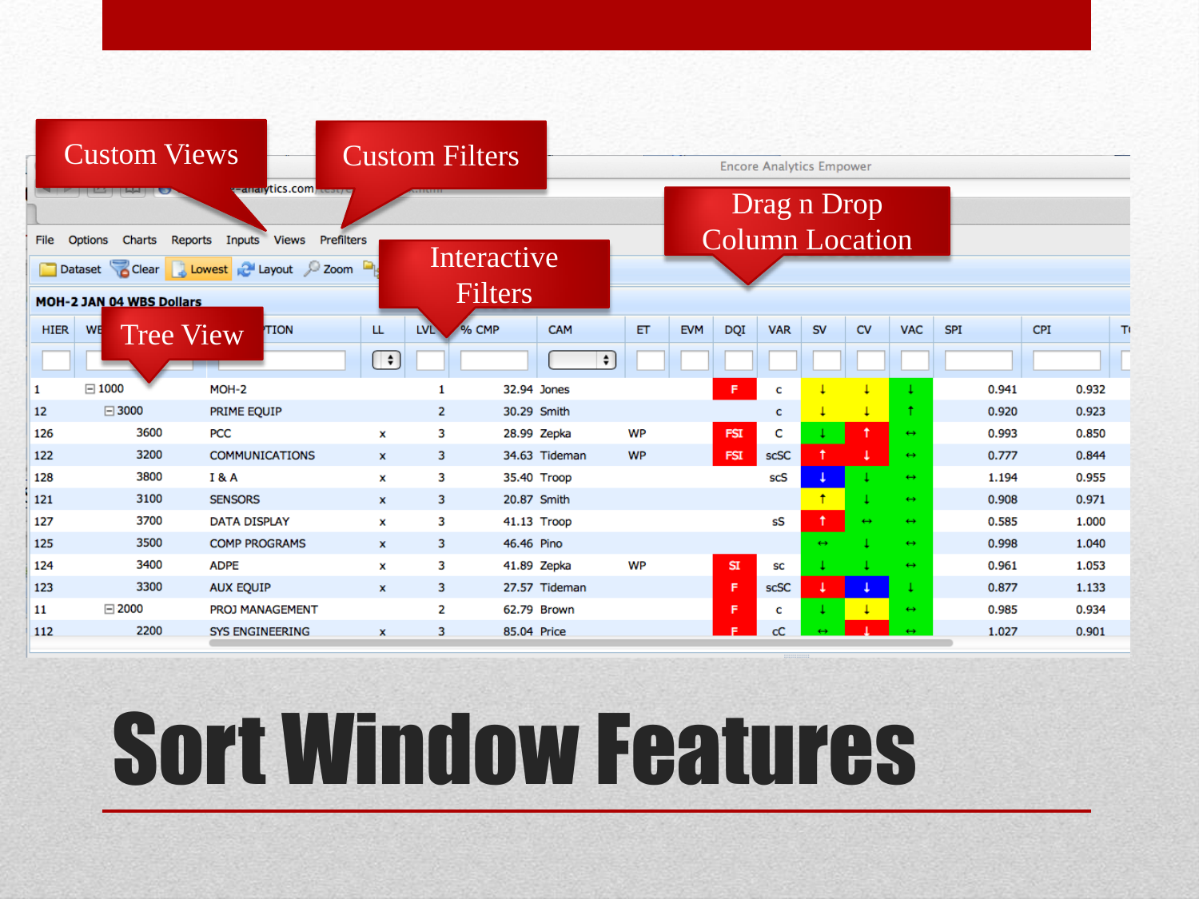# Sort Window Features

Custom Views

Custom Filters

Drag n Drop Column Location

Interactive Filters

Tree View

Encore Analytics Empower

File Options Charts Reports Inputs Views Prefilters

Dataset Clear Lowest Layout Zoom

MOH-2 JAN 04 WBS Dollars

| HIER | WBS | DESCRIPTION | LL | LVL | % CMP | CAM | ET | EVM | DQI | VAR | SV | CV | VAC | SPI | CPI |
|---|---|---|---|---|---|---|---|---|---|---|---|---|---|---|---|
| 1 | 1000 | MOH-2 | | 1 | 32.94 | Jones | | | F | c | ↓ | ↓ | ↓ | 0.941 | 0.932 |
| 12 | 3000 | PRIME EQUIP | | 2 | 30.29 | Smith | | | | c | ↓ | ↓ | ↑ | 0.920 | 0.923 |
| 126 | 3600 | PCC | x | 3 | 28.99 | Zepka | WP | | FSI | C | ↓ | ↑ | ↔ | 0.993 | 0.850 |
| 122 | 3200 | COMMUNICATIONS | x | 3 | 34.63 | Tideman | WP | | FSI | scSC | ↑ | ↓ | ↔ | 0.777 | 0.844 |
| 128 | 3800 | I & A | x | 3 | 35.40 | Troop | | | | scS | ↓ | ↓ | ↔ | 1.194 | 0.955 |
| 121 | 3100 | SENSORS | x | 3 | 20.87 | Smith | | | | | ↑ | ↓ | ↔ | 0.908 | 0.971 |
| 127 | 3700 | DATA DISPLAY | x | 3 | 41.13 | Troop | | | | sS | ↑ | ↔ | ↔ | 0.585 | 1.000 |
| 125 | 3500 | COMP PROGRAMS | x | 3 | 46.46 | Pino | | | | | ↔ | ↓ | ↔ | 0.998 | 1.040 |
| 124 | 3400 | ADPE | x | 3 | 41.89 | Zepka | WP | | SI | sc | ↓ | ↓ | ↔ | 0.961 | 1.053 |
| 123 | 3300 | AUX EQUIP | x | 3 | 27.57 | Tideman | | | F | scSC | ↓ | ↓ | ↓ | 0.877 | 1.133 |
| 11 | 2000 | PROJ MANAGEMENT | | 2 | 62.79 | Brown | | | F | c | ↓ | ↓ | ↔ | 0.985 | 0.934 |
| 112 | 2200 | SYS ENGINEERING | x | 3 | 85.04 | Price | | | F | cC | ↔ | ↓ | ↔ | 1.027 | 0.901 |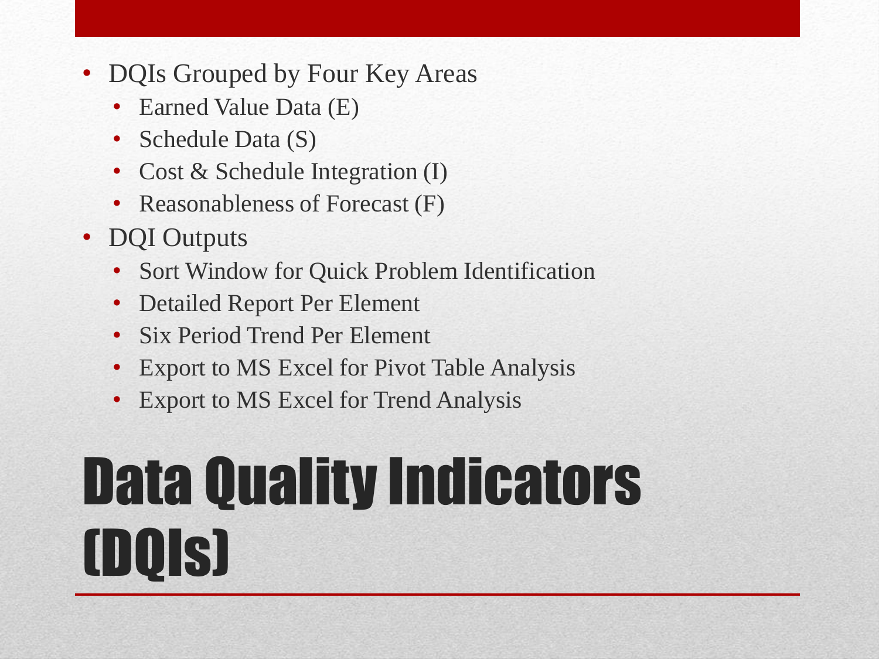# Data Quality Indicators (DQIs)

- DQIs Grouped by Four Key Areas
  - Earned Value Data (E)
  - Schedule Data (S)
  - Cost & Schedule Integration (I)
  - Reasonableness of Forecast (F)
- DQI Outputs
  - Sort Window for Quick Problem Identification
  - Detailed Report Per Element
  - Six Period Trend Per Element
  - Export to MS Excel for Pivot Table Analysis
  - Export to MS Excel for Trend Analysis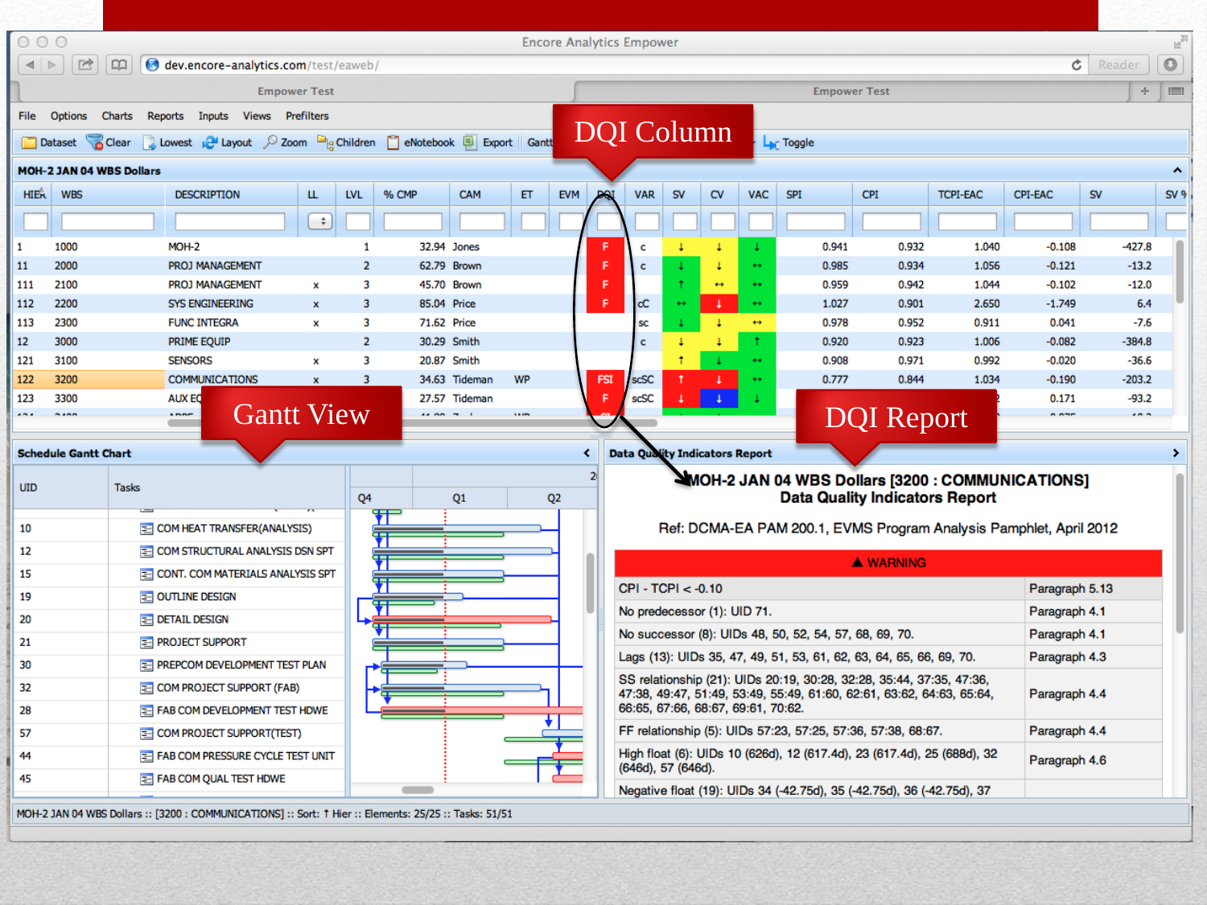Encore Analytics Empower

DQI Column

Gantt View

DQI Report

**MOH-2 JAN 04 WBS Dollars**

| HIER | WBS | DESCRIPTION | LL | LVL | % CMP | CAM | ET | EVM | DQI | VAR | SV | CV | VAC | SPI | CPI | TCPI-EAC | CPI-EAC | SV |
|---|---|---|---|---|---|---|---|---|---|---|---|---|---|---|---|---|---|---|
| 1 | 1000 | MOH-2 | | 1 | 32.94 | Jones | | | F | c | ↓ | ↓ | ↓ | 0.941 | 0.932 | 1.040 | -0.108 | -427.8 |
| 11 | 2000 | PROJ MANAGEMENT | | 2 | 62.79 | Brown | | | F | c | ↓ | ↓ | ↔ | 0.985 | 0.934 | 1.056 | -0.121 | -13.2 |
| 111 | 2100 | PROJ MANAGEMENT | x | 3 | 45.70 | Brown | | | F | | ↑ | ↔ | ↔ | 0.959 | 0.942 | 1.044 | -0.102 | -12.0 |
| 112 | 2200 | SYS ENGINEERING | x | 3 | 85.04 | Price | | | F | cC | ↔ | ↓ | ↔ | 1.027 | 0.901 | 2.650 | -1.749 | 6.4 |
| 113 | 2300 | FUNC INTEGRA | x | 3 | 71.62 | Price | | | | sc | ↓ | ↓ | ↔ | 0.978 | 0.952 | 0.911 | 0.041 | -7.6 |
| 12 | 3000 | PRIME EQUIP | | 2 | 30.29 | Smith | | | | c | ↓ | ↓ | ↑ | 0.920 | 0.923 | 1.006 | -0.082 | -384.8 |
| 121 | 3100 | SENSORS | x | 3 | 20.87 | Smith | | | | | ↑ | ↓ | ↔ | 0.908 | 0.971 | 0.992 | -0.020 | -36.6 |
| 122 | 3200 | COMMUNICATIONS | x | 3 | 34.63 | Tideman | WP | | FSI | scSC | ↑ | ↓ | ↔ | 0.777 | 0.844 | 1.034 | -0.190 | -203.2 |
| 123 | 3300 | AUX EQ | | | 27.57 | Tideman | | | F | scSC | ↓ | ↓ | ↓ | | | | 0.171 | -93.2 |

**Schedule Gantt Chart**

| UID | Tasks |
|---|---|
| 10 | COM HEAT TRANSFER(ANALYSIS) |
| 12 | COM STRUCTURAL ANALYSIS DSN SPT |
| 15 | CONT. COM MATERIALS ANALYSIS SPT |
| 19 | OUTLINE DESIGN |
| 20 | DETAIL DESIGN |
| 21 | PROJECT SUPPORT |
| 30 | PREPCOM DEVELOPMENT TEST PLAN |
| 32 | COM PROJECT SUPPORT (FAB) |
| 28 | FAB COM DEVELOPMENT TEST HDWE |
| 57 | COM PROJECT SUPPORT(TEST) |
| 44 | FAB COM PRESSURE CYCLE TEST UNIT |
| 45 | FAB COM QUAL TEST HDWE |

**Data Quality Indicators Report**

**MOH-2 JAN 04 WBS Dollars [3200 : COMMUNICATIONS]**
**Data Quality Indicators Report**

Ref: DCMA-EA PAM 200.1, EVMS Program Analysis Pamphlet, April 2012

| ▲ WARNING | |
|---|---|
| CPI - TCPI < -0.10 | Paragraph 5.13 |
| No predecessor (1): UID 71. | Paragraph 4.1 |
| No successor (8): UIDs 48, 50, 52, 54, 57, 68, 69, 70. | Paragraph 4.1 |
| Lags (13): UIDs 35, 47, 49, 51, 53, 61, 62, 63, 64, 65, 66, 69, 70. | Paragraph 4.3 |
| SS relationship (21): UIDs 20:19, 30:28, 32:28, 35:44, 37:35, 47:36, 47:38, 49:47, 51:49, 53:49, 55:49, 61:60, 62:61, 63:62, 64:63, 65:64, 66:65, 67:66, 68:67, 69:61, 70:62. | Paragraph 4.4 |
| FF relationship (5): UIDs 57:23, 57:25, 57:36, 57:38, 68:67. | Paragraph 4.4 |
| High float (6): UIDs 10 (626d), 12 (617.4d), 23 (617.4d), 25 (688d), 32 (646d), 57 (646d). | Paragraph 4.6 |
| Negative float (19): UIDs 34 (-42.75d), 35 (-42.75d), 36 (-42.75d), 37 | |

MOH-2 JAN 04 WBS Dollars :: [3200 : COMMUNICATIONS] :: Sort: ↑ Hier :: Elements: 25/25 :: Tasks: 51/51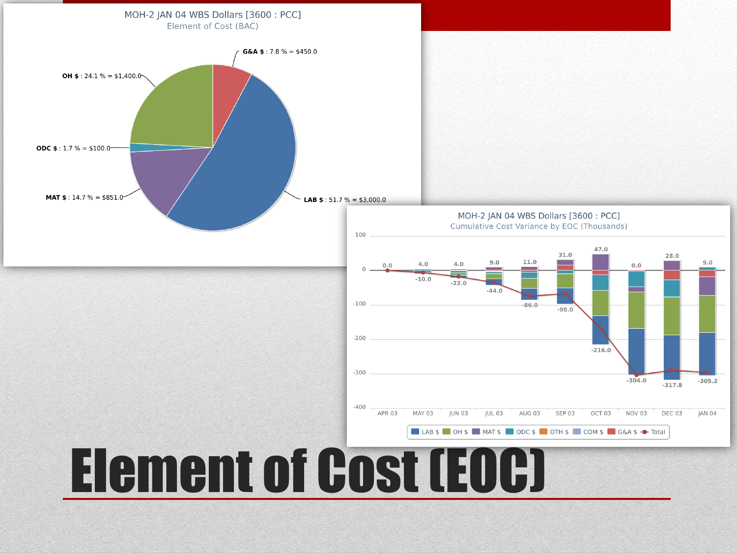# Element of Cost (EOC)

MOH-2 JAN 04 WBS Dollars [3600 : PCC]
Element of Cost (BAC)

- **G&A $** : 7.8 % = $450.0
- **OH $** : 24.1 % = $1,400.0
- **ODC $** : 1.7 % = $100.0
- **MAT $** : 14.7 % = $851.0
- **LAB $** : 51.7 % = $3,000.0

MOH-2 JAN 04 WBS Dollars [3600 : PCC]
Cumulative Cost Variance by EOC (Thousands)

| Month | Positive | Negative |
|---|---|---|
| APR 03 | 0.0 | |
| MAY 03 | 4.0 | -10.0 |
| JUN 03 | 4.0 | -22.0 |
| JUL 03 | 9.0 | -44.0 |
| AUG 03 | 11.0 | -86.0 |
| SEP 03 | 31.0 | -98.0 |
| OCT 03 | 47.0 | -216.0 |
| NOV 03 | 0.0 | -304.0 |
| DEC 03 | 28.0 | -317.8 |
| JAN 04 | 9.0 | -305.2 |

Legend: LAB $, OH $, MAT $, ODC $, OTH $, COM $, G&A $, Total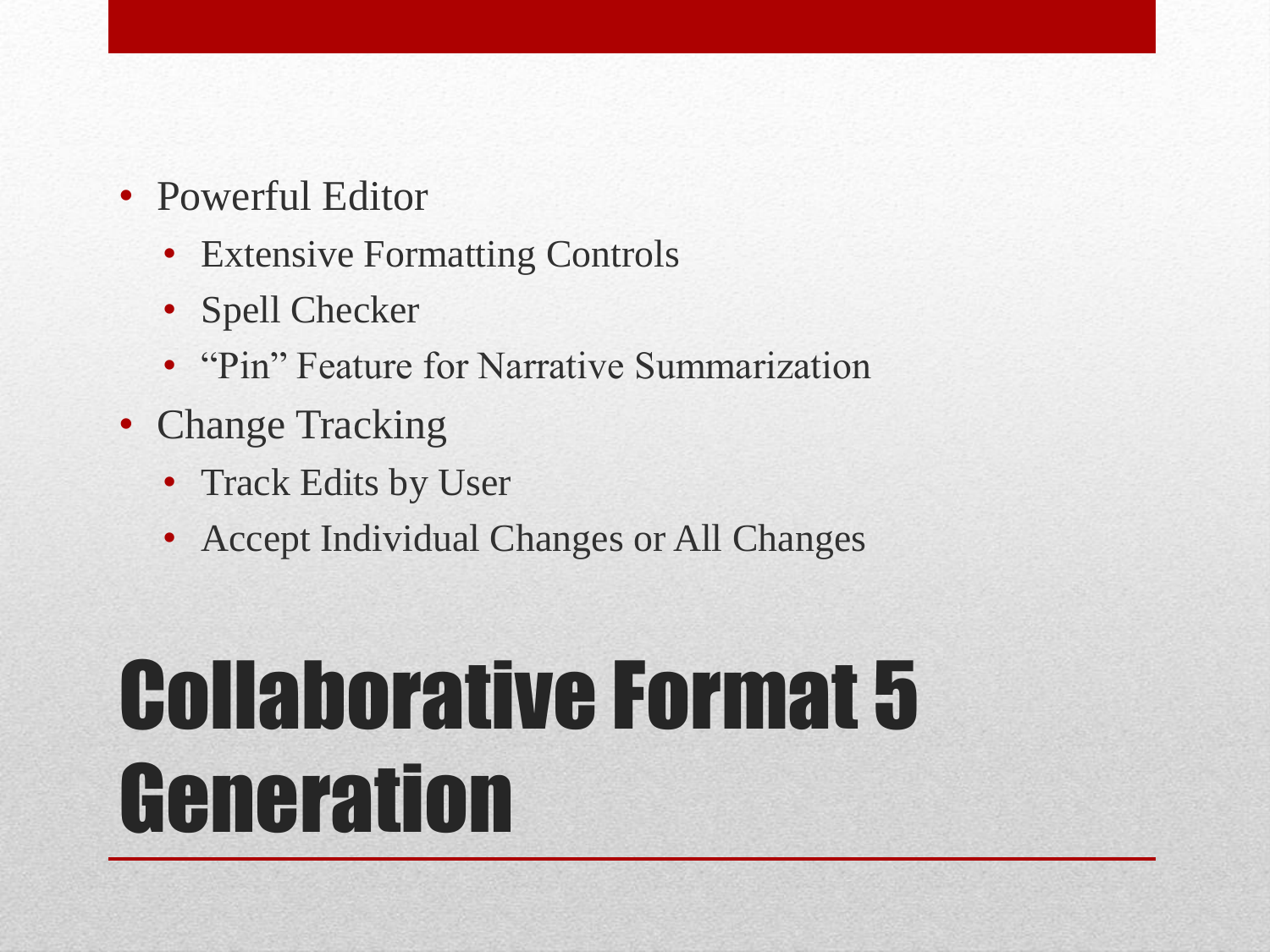- Powerful Editor
  - Extensive Formatting Controls
  - Spell Checker
  - “Pin” Feature for Narrative Summarization
- Change Tracking
  - Track Edits by User
  - Accept Individual Changes or All Changes

# Collaborative Format 5 Generation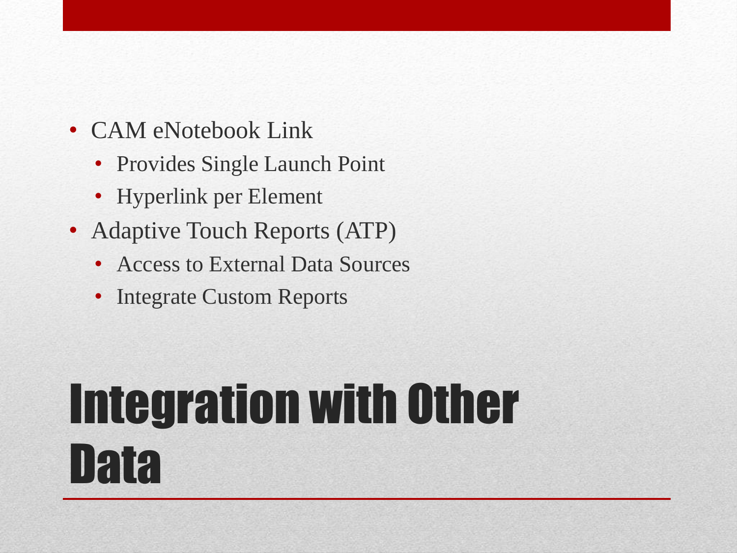- CAM eNotebook Link
  - Provides Single Launch Point
  - Hyperlink per Element
- Adaptive Touch Reports (ATP)
  - Access to External Data Sources
  - Integrate Custom Reports

# Integration with Other Data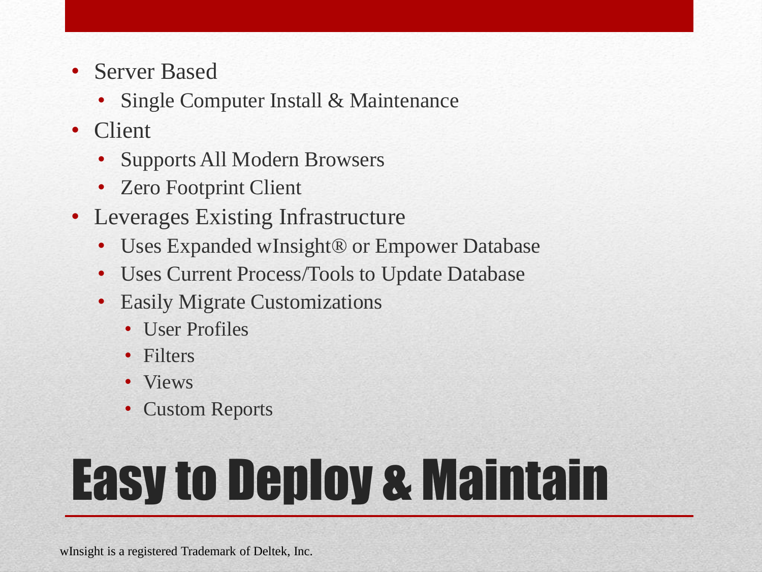- Server Based
  - Single Computer Install & Maintenance
- Client
  - Supports All Modern Browsers
  - Zero Footprint Client
- Leverages Existing Infrastructure
  - Uses Expanded wInsight® or Empower Database
  - Uses Current Process/Tools to Update Database
  - Easily Migrate Customizations
    - User Profiles
    - Filters
    - Views
    - Custom Reports

# Easy to Deploy & Maintain

wInsight is a registered Trademark of Deltek, Inc.